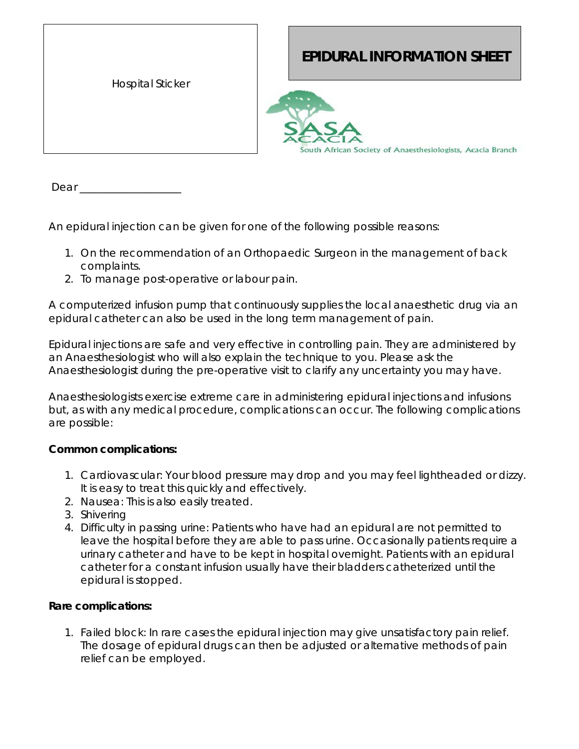Hospital Sticker

# EPIDURAL INFORMATION SHEET

SASA ACACIA

South African Society of Anaesthesiologists, Acacia Branch

Dear ___________________

An epidural injection can be given for one of the following possible reasons:

1. On the recommendation of an Orthopaedic Surgeon in the management of back complaints.
2. To manage post-operative or labour pain.

A computerized infusion pump that continuously supplies the local anaesthetic drug via an epidural catheter can also be used in the long term management of pain.

Epidural injections are safe and very effective in controlling pain. They are administered by an Anaesthesiologist who will also explain the technique to you. Please ask the Anaesthesiologist during the pre-operative visit to clarify any uncertainty you may have.

Anaesthesiologists exercise extreme care in administering epidural injections and infusions but, as with any medical procedure, complications can occur. The following complications are possible:

**Common complications:**

1. Cardiovascular: Your blood pressure may drop and you may feel lightheaded or dizzy. It is easy to treat this quickly and effectively.
2. Nausea: This is also easily treated.
3. Shivering
4. Difficulty in passing urine: Patients who have had an epidural are not permitted to leave the hospital before they are able to pass urine. Occasionally patients require a urinary catheter and have to be kept in hospital overnight. Patients with an epidural catheter for a constant infusion usually have their bladders catheterized until the epidural is stopped.

**Rare complications:**

1. Failed block: In rare cases the epidural injection may give unsatisfactory pain relief. The dosage of epidural drugs can then be adjusted or alternative methods of pain relief can be employed.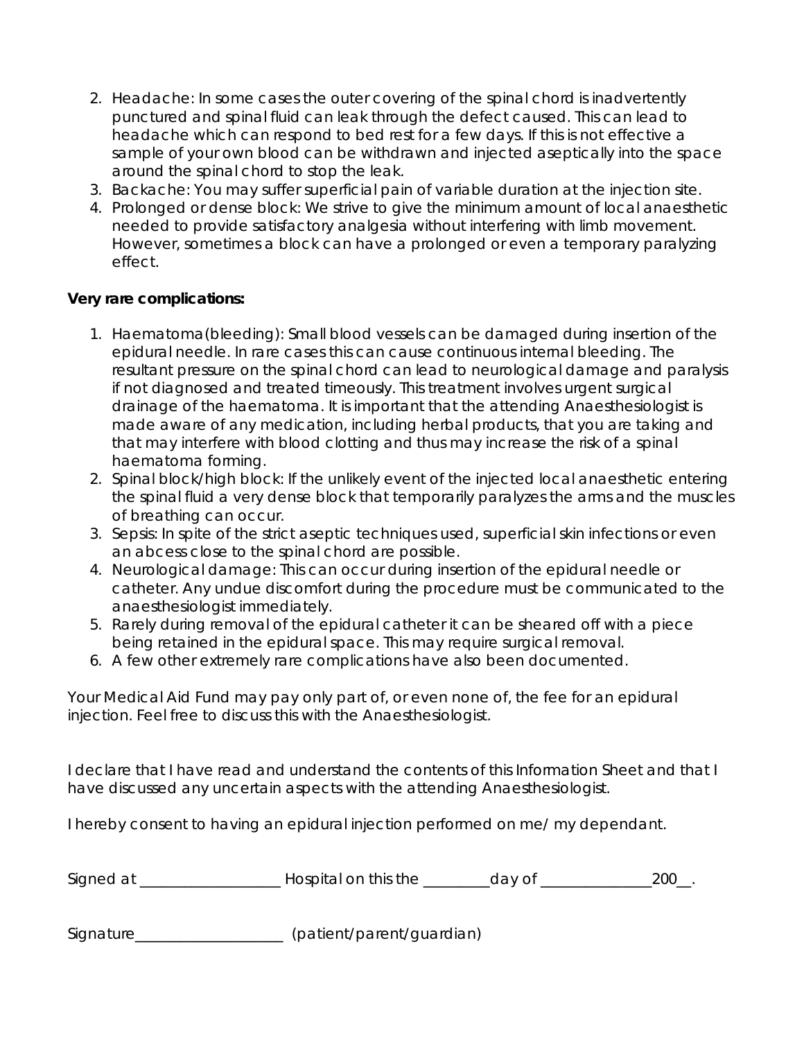2. Headache: In some cases the outer covering of the spinal chord is inadvertently punctured and spinal fluid can leak through the defect caused. This can lead to headache which can respond to bed rest for a few days. If this is not effective a sample of your own blood can be withdrawn and injected aseptically into the space around the spinal chord to stop the leak.
3. Backache: You may suffer superficial pain of variable duration at the injection site.
4. Prolonged or dense block: We strive to give the minimum amount of local anaesthetic needed to provide satisfactory analgesia without interfering with limb movement. However, sometimes a block can have a prolonged or even a temporary paralyzing effect.

**Very rare complications:**

1. Haematoma(bleeding): Small blood vessels can be damaged during insertion of the epidural needle. In rare cases this can cause continuous internal bleeding. The resultant pressure on the spinal chord can lead to neurological damage and paralysis if not diagnosed and treated timeously. This treatment involves urgent surgical drainage of the haematoma. It is important that the attending Anaesthesiologist is made aware of any medication, including herbal products, that you are taking and that may interfere with blood clotting and thus may increase the risk of a spinal haematoma forming.
2. Spinal block/high block: If the unlikely event of the injected local anaesthetic entering the spinal fluid a very dense block that temporarily paralyzes the arms and the muscles of breathing can occur.
3. Sepsis: In spite of the strict aseptic techniques used, superficial skin infections or even an abcess close to the spinal chord are possible.
4. Neurological damage: This can occur during insertion of the epidural needle or catheter. Any undue discomfort during the procedure must be communicated to the anaesthesiologist immediately.
5. Rarely during removal of the epidural catheter it can be sheared off with a piece being retained in the epidural space. This may require surgical removal.
6. A few other extremely rare complications have also been documented.

Your Medical Aid Fund may pay only part of, or even none of, the fee for an epidural injection. Feel free to discuss this with the Anaesthesiologist.

I declare that I have read and understand the contents of this Information Sheet and that I have discussed any uncertain aspects with the attending Anaesthesiologist.

I hereby consent to having an epidural injection performed on me/ my dependant.

Signed at ___________________ Hospital on this the _________day of _______________200__.

Signature____________________ (patient/parent/guardian)